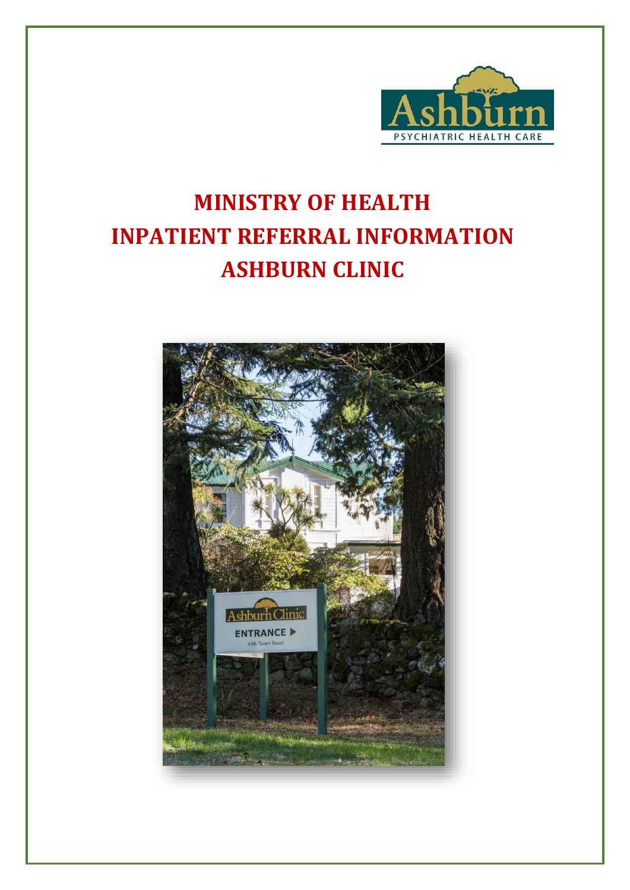# MINISTRY OF HEALTH
# INPATIENT REFERRAL INFORMATION
# ASHBURN CLINIC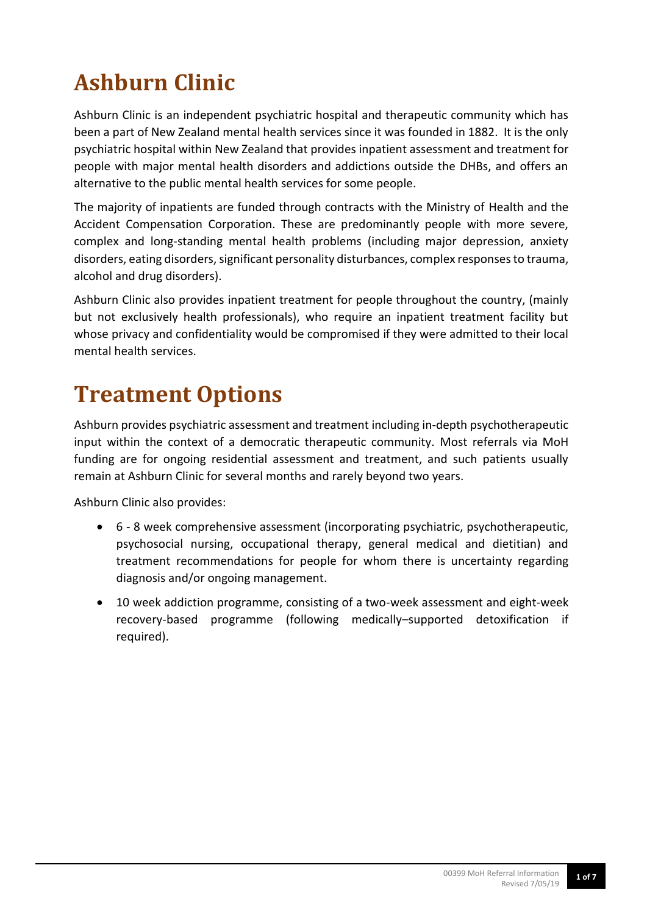# Ashburn Clinic

Ashburn Clinic is an independent psychiatric hospital and therapeutic community which has been a part of New Zealand mental health services since it was founded in 1882. It is the only psychiatric hospital within New Zealand that provides inpatient assessment and treatment for people with major mental health disorders and addictions outside the DHBs, and offers an alternative to the public mental health services for some people.

The majority of inpatients are funded through contracts with the Ministry of Health and the Accident Compensation Corporation. These are predominantly people with more severe, complex and long-standing mental health problems (including major depression, anxiety disorders, eating disorders, significant personality disturbances, complex responses to trauma, alcohol and drug disorders).

Ashburn Clinic also provides inpatient treatment for people throughout the country, (mainly but not exclusively health professionals), who require an inpatient treatment facility but whose privacy and confidentiality would be compromised if they were admitted to their local mental health services.

# Treatment Options

Ashburn provides psychiatric assessment and treatment including in-depth psychotherapeutic input within the context of a democratic therapeutic community. Most referrals via MoH funding are for ongoing residential assessment and treatment, and such patients usually remain at Ashburn Clinic for several months and rarely beyond two years.

Ashburn Clinic also provides:

- 6 - 8 week comprehensive assessment (incorporating psychiatric, psychotherapeutic, psychosocial nursing, occupational therapy, general medical and dietitian) and treatment recommendations for people for whom there is uncertainty regarding diagnosis and/or ongoing management.
- 10 week addiction programme, consisting of a two-week assessment and eight-week recovery-based programme (following medically–supported detoxification if required).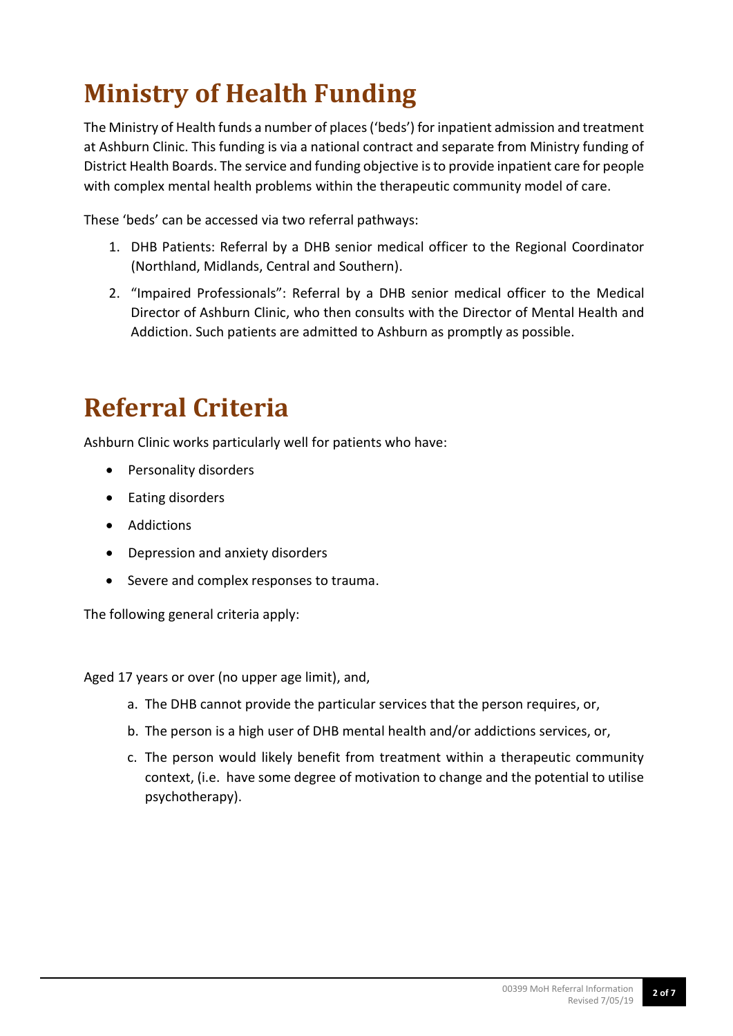# Ministry of Health Funding

The Ministry of Health funds a number of places ('beds') for inpatient admission and treatment at Ashburn Clinic. This funding is via a national contract and separate from Ministry funding of District Health Boards. The service and funding objective is to provide inpatient care for people with complex mental health problems within the therapeutic community model of care.

These 'beds' can be accessed via two referral pathways:

1. DHB Patients: Referral by a DHB senior medical officer to the Regional Coordinator (Northland, Midlands, Central and Southern).
2. "Impaired Professionals": Referral by a DHB senior medical officer to the Medical Director of Ashburn Clinic, who then consults with the Director of Mental Health and Addiction. Such patients are admitted to Ashburn as promptly as possible.

# Referral Criteria

Ashburn Clinic works particularly well for patients who have:

- Personality disorders
- Eating disorders
- Addictions
- Depression and anxiety disorders
- Severe and complex responses to trauma.

The following general criteria apply:

Aged 17 years or over (no upper age limit), and,

a. The DHB cannot provide the particular services that the person requires, or,
b. The person is a high user of DHB mental health and/or addictions services, or,
c. The person would likely benefit from treatment within a therapeutic community context, (i.e. have some degree of motivation to change and the potential to utilise psychotherapy).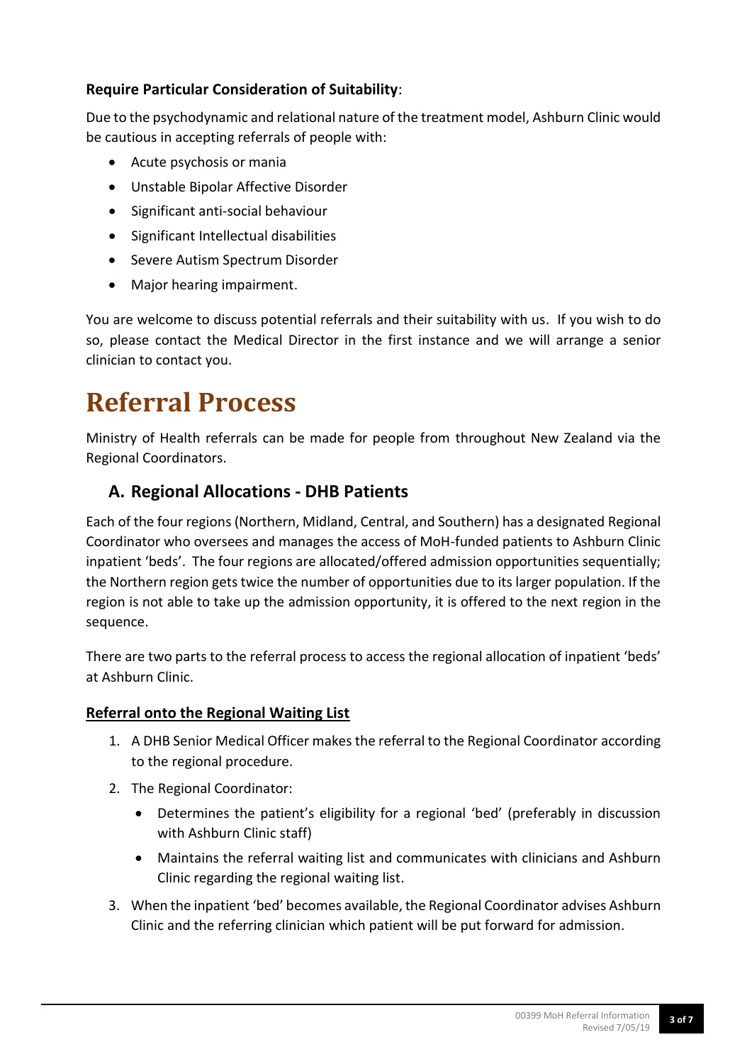### Require Particular Consideration of Suitability:

Due to the psychodynamic and relational nature of the treatment model, Ashburn Clinic would be cautious in accepting referrals of people with:

- Acute psychosis or mania
- Unstable Bipolar Affective Disorder
- Significant anti-social behaviour
- Significant Intellectual disabilities
- Severe Autism Spectrum Disorder
- Major hearing impairment.

You are welcome to discuss potential referrals and their suitability with us. If you wish to do so, please contact the Medical Director in the first instance and we will arrange a senior clinician to contact you.

# Referral Process

Ministry of Health referrals can be made for people from throughout New Zealand via the Regional Coordinators.

## A. Regional Allocations - DHB Patients

Each of the four regions (Northern, Midland, Central, and Southern) has a designated Regional Coordinator who oversees and manages the access of MoH-funded patients to Ashburn Clinic inpatient 'beds'. The four regions are allocated/offered admission opportunities sequentially; the Northern region gets twice the number of opportunities due to its larger population. If the region is not able to take up the admission opportunity, it is offered to the next region in the sequence.

There are two parts to the referral process to access the regional allocation of inpatient 'beds' at Ashburn Clinic.

**Referral onto the Regional Waiting List**

1. A DHB Senior Medical Officer makes the referral to the Regional Coordinator according to the regional procedure.
2. The Regional Coordinator:
   - Determines the patient's eligibility for a regional 'bed' (preferably in discussion with Ashburn Clinic staff)
   - Maintains the referral waiting list and communicates with clinicians and Ashburn Clinic regarding the regional waiting list.
3. When the inpatient 'bed' becomes available, the Regional Coordinator advises Ashburn Clinic and the referring clinician which patient will be put forward for admission.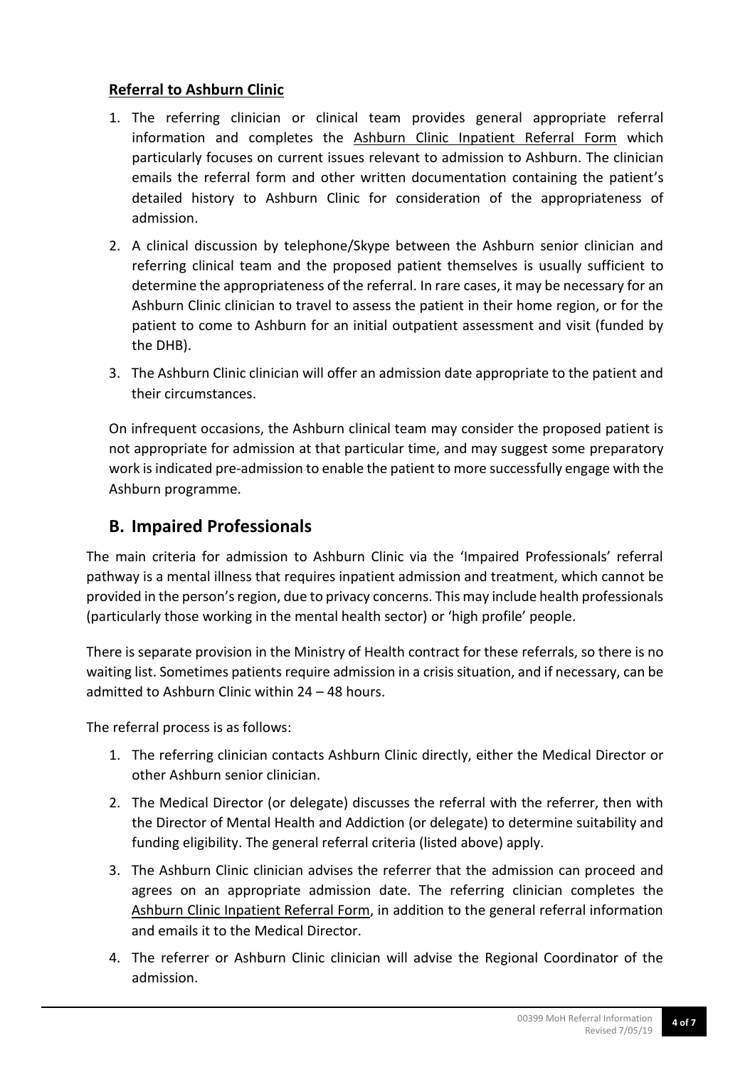### Referral to Ashburn Clinic

1. The referring clinician or clinical team provides general appropriate referral information and completes the Ashburn Clinic Inpatient Referral Form which particularly focuses on current issues relevant to admission to Ashburn. The clinician emails the referral form and other written documentation containing the patient's detailed history to Ashburn Clinic for consideration of the appropriateness of admission.
2. A clinical discussion by telephone/Skype between the Ashburn senior clinician and referring clinical team and the proposed patient themselves is usually sufficient to determine the appropriateness of the referral. In rare cases, it may be necessary for an Ashburn Clinic clinician to travel to assess the patient in their home region, or for the patient to come to Ashburn for an initial outpatient assessment and visit (funded by the DHB).
3. The Ashburn Clinic clinician will offer an admission date appropriate to the patient and their circumstances.

On infrequent occasions, the Ashburn clinical team may consider the proposed patient is not appropriate for admission at that particular time, and may suggest some preparatory work is indicated pre-admission to enable the patient to more successfully engage with the Ashburn programme.

## B. Impaired Professionals

The main criteria for admission to Ashburn Clinic via the 'Impaired Professionals' referral pathway is a mental illness that requires inpatient admission and treatment, which cannot be provided in the person's region, due to privacy concerns. This may include health professionals (particularly those working in the mental health sector) or 'high profile' people.

There is separate provision in the Ministry of Health contract for these referrals, so there is no waiting list. Sometimes patients require admission in a crisis situation, and if necessary, can be admitted to Ashburn Clinic within 24 – 48 hours.

The referral process is as follows:

1. The referring clinician contacts Ashburn Clinic directly, either the Medical Director or other Ashburn senior clinician.
2. The Medical Director (or delegate) discusses the referral with the referrer, then with the Director of Mental Health and Addiction (or delegate) to determine suitability and funding eligibility. The general referral criteria (listed above) apply.
3. The Ashburn Clinic clinician advises the referrer that the admission can proceed and agrees on an appropriate admission date. The referring clinician completes the Ashburn Clinic Inpatient Referral Form, in addition to the general referral information and emails it to the Medical Director.
4. The referrer or Ashburn Clinic clinician will advise the Regional Coordinator of the admission.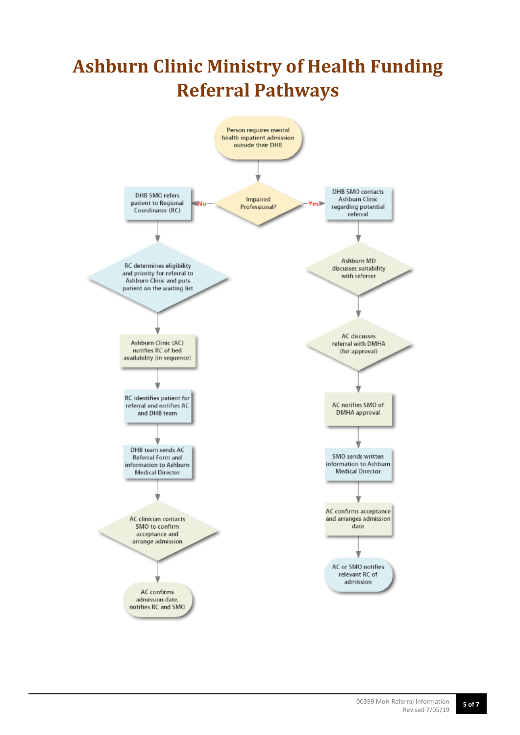# Ashburn Clinic Ministry of Health Funding Referral Pathways

Person requires mental health inpatient admission outside their DHB

Impaired Professional?

**No:**

- DHB SMO refers patient to Regional Coordinator (RC)
- RC determines eligibility and priority for referral to Ashburn Clinic and puts patient on the waiting list
- Ashburn Clinic (AC) notifies RC of bed availability (in sequence)
- RC identifies patient for referral and notifies AC and DHB team
- DHB team sends AC Referral Form and information to Ashburn Medical Director
- AC clinician contacts SMO to confirm acceptance and arrange admission
- AC confirms admission date, notifies RC and SMO

**Yes:**

- DHB SMO contacts Ashburn Clinic regarding potential referral
- Ashburn MD discusses suitability with referrer
- AC discusses referral with DMHA (for approval)
- AC notifies SMO of DMHA approval
- SMO sends written information to Ashburn Medical Director
- AC confirms acceptance and arranges admission date
- AC or SMO notifies relevant RC of admission

00399 MoH Referral Information
Revised 7/05/19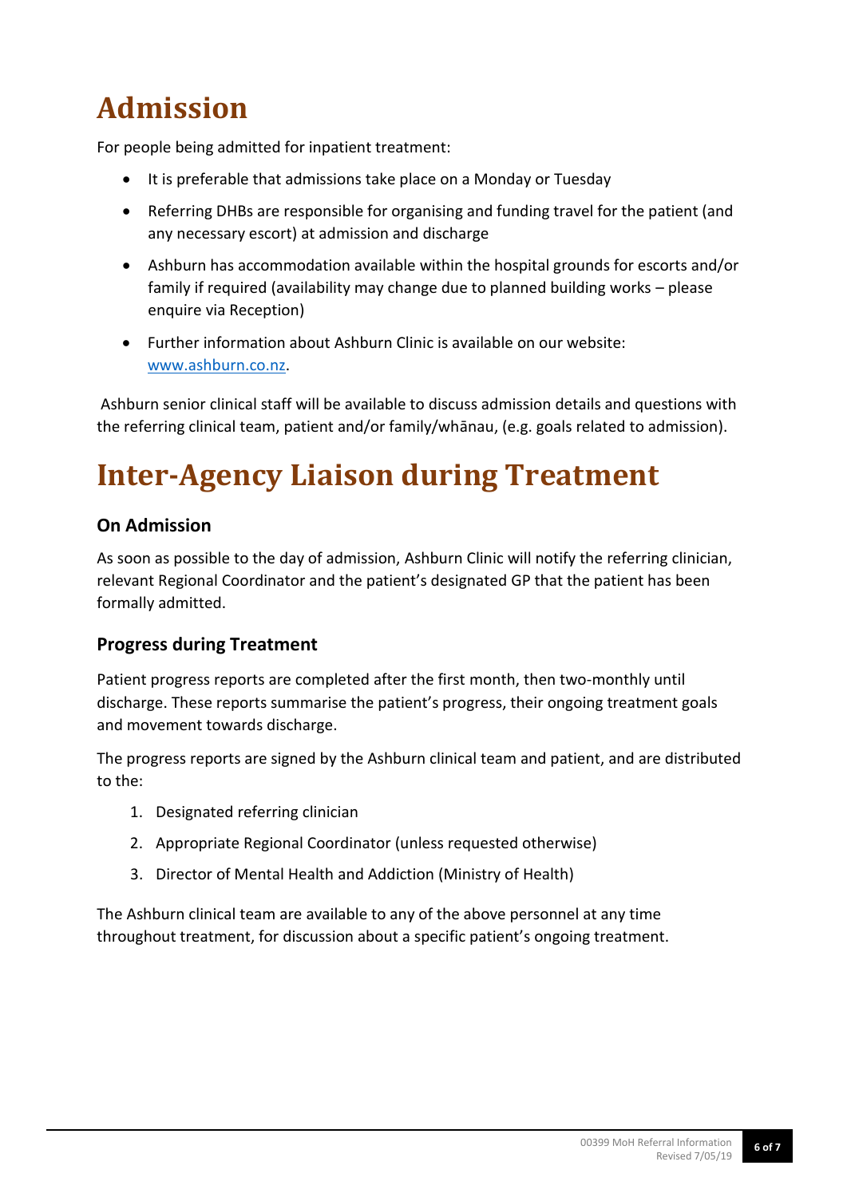# Admission

For people being admitted for inpatient treatment:

- It is preferable that admissions take place on a Monday or Tuesday
- Referring DHBs are responsible for organising and funding travel for the patient (and any necessary escort) at admission and discharge
- Ashburn has accommodation available within the hospital grounds for escorts and/or family if required (availability may change due to planned building works – please enquire via Reception)
- Further information about Ashburn Clinic is available on our website: [www.ashburn.co.nz](http://www.ashburn.co.nz).

Ashburn senior clinical staff will be available to discuss admission details and questions with the referring clinical team, patient and/or family/whānau, (e.g. goals related to admission).

# Inter-Agency Liaison during Treatment

## On Admission

As soon as possible to the day of admission, Ashburn Clinic will notify the referring clinician, relevant Regional Coordinator and the patient's designated GP that the patient has been formally admitted.

## Progress during Treatment

Patient progress reports are completed after the first month, then two-monthly until discharge. These reports summarise the patient's progress, their ongoing treatment goals and movement towards discharge.

The progress reports are signed by the Ashburn clinical team and patient, and are distributed to the:

1. Designated referring clinician
2. Appropriate Regional Coordinator (unless requested otherwise)
3. Director of Mental Health and Addiction (Ministry of Health)

The Ashburn clinical team are available to any of the above personnel at any time throughout treatment, for discussion about a specific patient's ongoing treatment.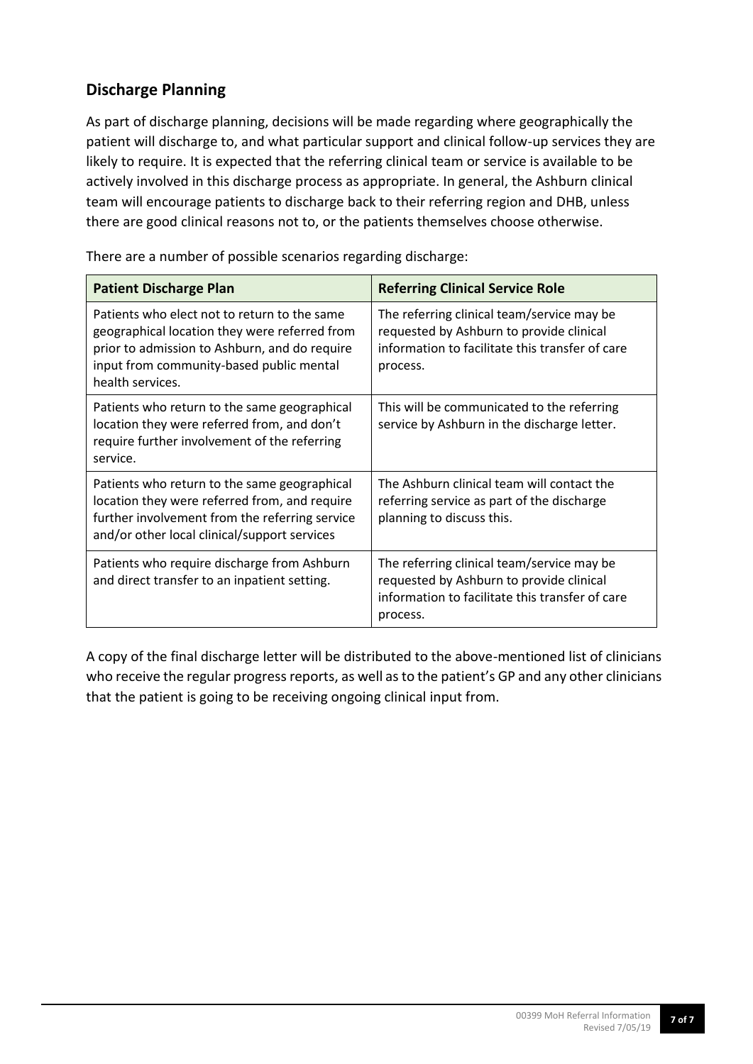## Discharge Planning

As part of discharge planning, decisions will be made regarding where geographically the patient will discharge to, and what particular support and clinical follow-up services they are likely to require. It is expected that the referring clinical team or service is available to be actively involved in this discharge process as appropriate. In general, the Ashburn clinical team will encourage patients to discharge back to their referring region and DHB, unless there are good clinical reasons not to, or the patients themselves choose otherwise.

There are a number of possible scenarios regarding discharge:

| Patient Discharge Plan | Referring Clinical Service Role |
|---|---|
| Patients who elect not to return to the same geographical location they were referred from prior to admission to Ashburn, and do require input from community-based public mental health services. | The referring clinical team/service may be requested by Ashburn to provide clinical information to facilitate this transfer of care process. |
| Patients who return to the same geographical location they were referred from, and don't require further involvement of the referring service. | This will be communicated to the referring service by Ashburn in the discharge letter. |
| Patients who return to the same geographical location they were referred from, and require further involvement from the referring service and/or other local clinical/support services | The Ashburn clinical team will contact the referring service as part of the discharge planning to discuss this. |
| Patients who require discharge from Ashburn and direct transfer to an inpatient setting. | The referring clinical team/service may be requested by Ashburn to provide clinical information to facilitate this transfer of care process. |

A copy of the final discharge letter will be distributed to the above-mentioned list of clinicians who receive the regular progress reports, as well as to the patient's GP and any other clinicians that the patient is going to be receiving ongoing clinical input from.